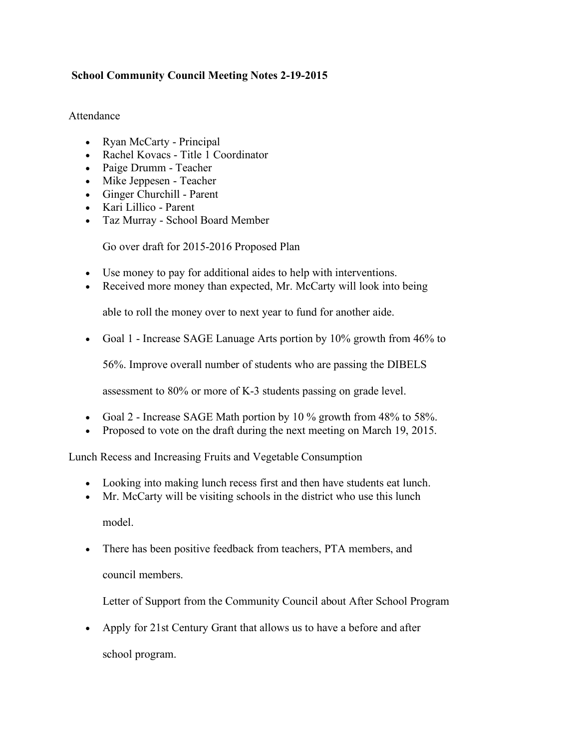**School Community Council Meeting Notes 2-19-2015**

Attendance

- Ryan McCarty - Principal
- Rachel Kovacs - Title 1 Coordinator
- Paige Drumm - Teacher
- Mike Jeppesen - Teacher
- Ginger Churchill - Parent
- Kari Lillico - Parent
- Taz Murray - School Board Member

Go over draft for 2015-2016 Proposed Plan

- Use money to pay for additional aides to help with interventions.
- Received more money than expected, Mr. McCarty will look into being able to roll the money over to next year to fund for another aide.
- Goal 1 - Increase SAGE Lanuage Arts portion by 10% growth from 46% to 56%. Improve overall number of students who are passing the DIBELS assessment to 80% or more of K-3 students passing on grade level.
- Goal 2 - Increase SAGE Math portion by 10 % growth from 48% to 58%.
- Proposed to vote on the draft during the next meeting on March 19, 2015.

Lunch Recess and Increasing Fruits and Vegetable Consumption

- Looking into making lunch recess first and then have students eat lunch.
- Mr. McCarty will be visiting schools in the district who use this lunch model.
- There has been positive feedback from teachers, PTA members, and council members.

Letter of Support from the Community Council about After School Program

- Apply for 21st Century Grant that allows us to have a before and after school program.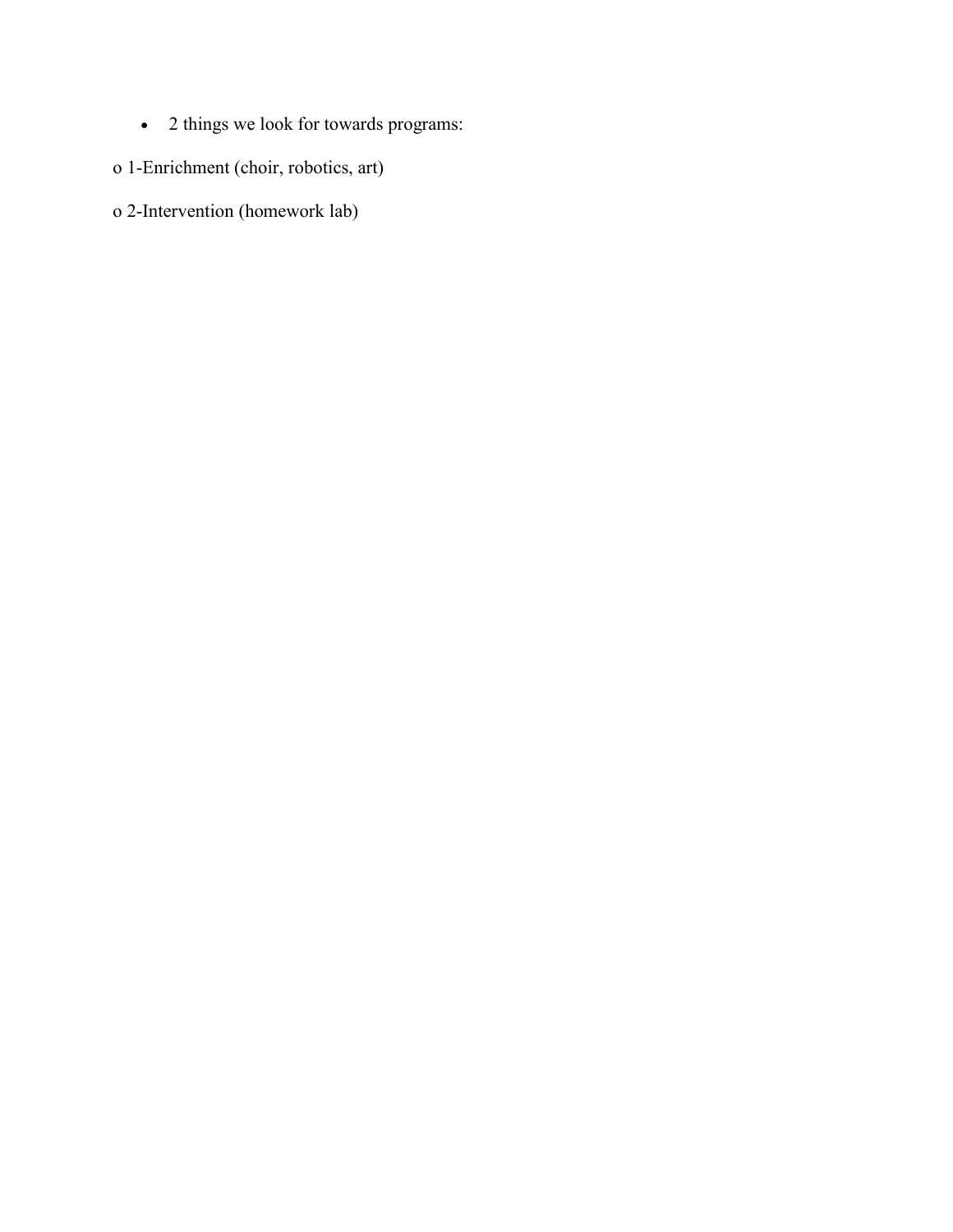- 2 things we look for towards programs:
  - 1-Enrichment (choir, robotics, art)
  - 2-Intervention (homework lab)